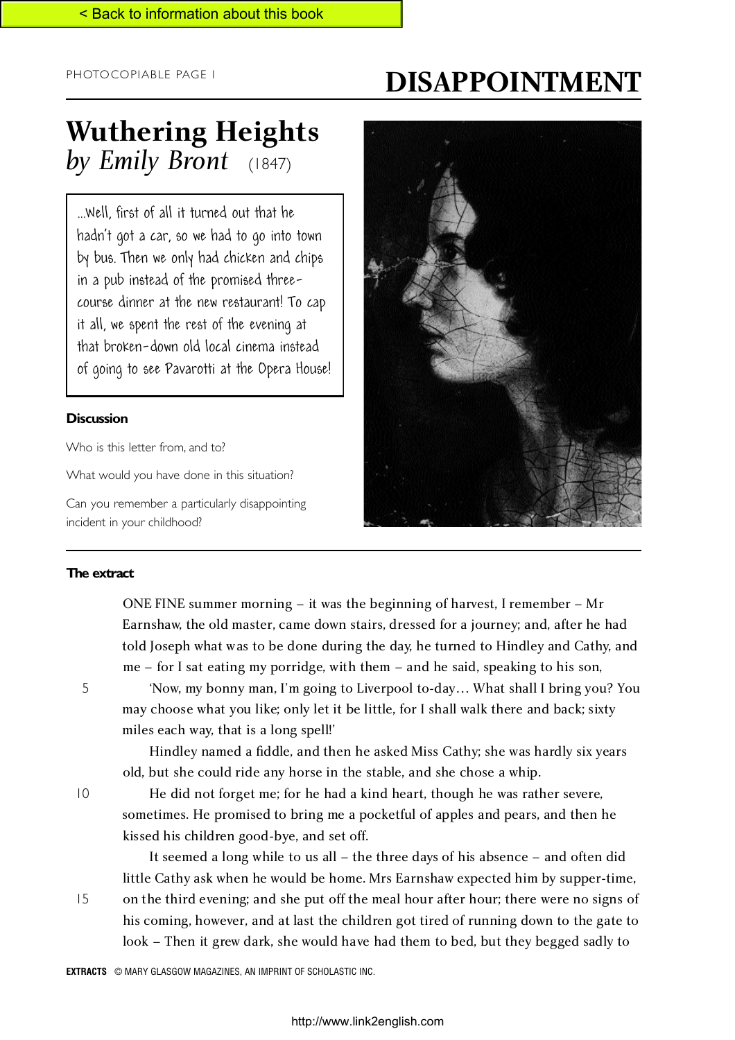< Back to information about this book

PHOTOCOPIABLE PAGE 1

# DISAPPOINTMENT

## Wuthering Heights
### *by Emily Bront* (1847)

> ...Well, first of all it turned out that he hadn't got a car, so we had to go into town by bus. Then we only had chicken and chips in a pub instead of the promised three-course dinner at the new restaurant! To cap it all, we spent the rest of the evening at that broken-down old local cinema instead of going to see Pavarotti at the Opera House!

**Discussion**

Who is this letter from, and to?

What would you have done in this situation?

Can you remember a particularly disappointing incident in your childhood?

**The extract**

ONE FINE summer morning – it was the beginning of harvest, I remember – Mr Earnshaw, the old master, came down stairs, dressed for a journey; and, after he had told Joseph what was to be done during the day, he turned to Hindley and Cathy, and me – for I sat eating my porridge, with them – and he said, speaking to his son,

5 'Now, my bonny man, I'm going to Liverpool to-day… What shall I bring you? You may choose what you like; only let it be little, for I shall walk there and back; sixty miles each way, that is a long spell!'

Hindley named a fiddle, and then he asked Miss Cathy; she was hardly six years old, but she could ride any horse in the stable, and she chose a whip.

10 He did not forget me; for he had a kind heart, though he was rather severe, sometimes. He promised to bring me a pocketful of apples and pears, and then he kissed his children good-bye, and set off.

It seemed a long while to us all – the three days of his absence – and often did little Cathy ask when he would be home. Mrs Earnshaw expected him by supper-time,

15 on the third evening; and she put off the meal hour after hour; there were no signs of his coming, however, and at last the children got tired of running down to the gate to look – Then it grew dark, she would have had them to bed, but they begged sadly to

EXTRACTS © MARY GLASGOW MAGAZINES, AN IMPRINT OF SCHOLASTIC INC.

http://www.link2english.com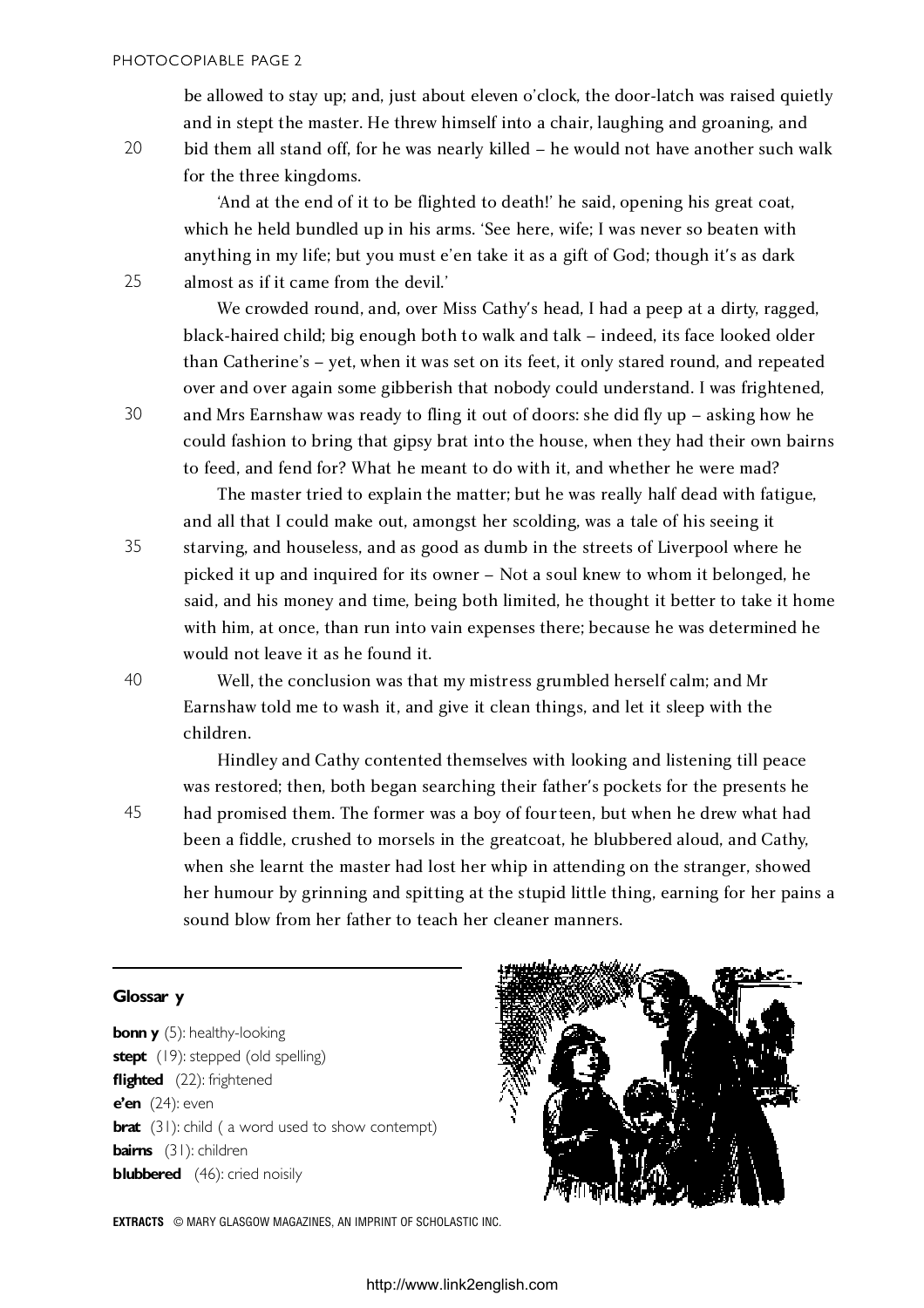be allowed to stay up; and, just about eleven o'clock, the door-latch was raised quietly and in stept the master. He threw himself into a chair, laughing and groaning, and bid them all stand off, for he was nearly killed – he would not have another such walk for the three kingdoms.

'And at the end of it to be flighted to death!' he said, opening his great coat, which he held bundled up in his arms. 'See here, wife; I was never so beaten with anything in my life; but you must e'en take it as a gift of God; though it's as dark almost as if it came from the devil.'

We crowded round, and, over Miss Cathy's head, I had a peep at a dirty, ragged, black-haired child; big enough both to walk and talk – indeed, its face looked older than Catherine's – yet, when it was set on its feet, it only stared round, and repeated over and over again some gibberish that nobody could understand. I was frightened, and Mrs Earnshaw was ready to fling it out of doors: she did fly up – asking how he could fashion to bring that gipsy brat into the house, when they had their own bairns to feed, and fend for? What he meant to do with it, and whether he were mad?

The master tried to explain the matter; but he was really half dead with fatigue, and all that I could make out, amongst her scolding, was a tale of his seeing it starving, and houseless, and as good as dumb in the streets of Liverpool where he picked it up and inquired for its owner – Not a soul knew to whom it belonged, he said, and his money and time, being both limited, he thought it better to take it home with him, at once, than run into vain expenses there; because he was determined he would not leave it as he found it.

Well, the conclusion was that my mistress grumbled herself calm; and Mr Earnshaw told me to wash it, and give it clean things, and let it sleep with the children.

Hindley and Cathy contented themselves with looking and listening till peace was restored; then, both began searching their father's pockets for the presents he had promised them. The former was a boy of fourteen, but when he drew what had been a fiddle, crushed to morsels in the greatcoat, he blubbered aloud, and Cathy, when she learnt the master had lost her whip in attending on the stranger, showed her humour by grinning and spitting at the stupid little thing, earning for her pains a sound blow from her father to teach her cleaner manners.

**Glossary**

**bonny** (5): healthy-looking
**stept** (19): stepped (old spelling)
**flighted** (22): frightened
**e'en** (24): even
**brat** (31): child ( a word used to show contempt)
**bairns** (31): children
**blubbered** (46): cried noisily

**EXTRACTS** © MARY GLASGOW MAGAZINES, AN IMPRINT OF SCHOLASTIC INC.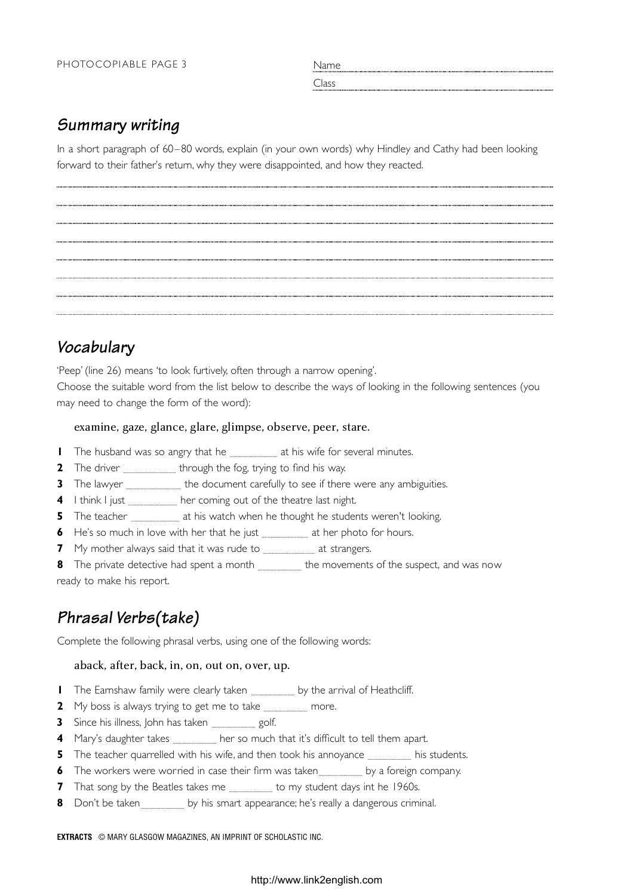PHOTOCOPIABLE PAGE 3

Name

Class

## Summary writing

In a short paragraph of 60–80 words, explain (in your own words) why Hindley and Cathy had been looking forward to their father's return, why they were disappointed, and how they reacted.

## Vocabulary

'Peep' (line 26) means 'to look furtively, often through a narrow opening'.
Choose the suitable word from the list below to describe the ways of looking in the following sentences (you may need to change the form of the word):

examine, gaze, glance, glare, glimpse, observe, peer, stare.

1 The husband was so angry that he ________ at his wife for several minutes.
2 The driver ________ through the fog, trying to find his way.
3 The lawyer ________ the document carefully to see if there were any ambiguities.
4 I think I just ________ her coming out of the theatre last night.
5 The teacher ________ at his watch when he thought he students weren't looking.
6 He's so much in love with her that he just ________ at her photo for hours.
7 My mother always said that it was rude to ________ at strangers.
8 The private detective had spent a month ________ the movements of the suspect, and was now ready to make his report.

## Phrasal Verbs(take)

Complete the following phrasal verbs, using one of the following words:

aback, after, back, in, on, out on, over, up.

1 The Earnshaw family were clearly taken ________ by the arrival of Heathcliff.
2 My boss is always trying to get me to take ________ more.
3 Since his illness, John has taken ________ golf.
4 Mary's daughter takes ________ her so much that it's difficult to tell them apart.
5 The teacher quarrelled with his wife, and then took his annoyance ________ his students.
6 The workers were worried in case their firm was taken________ by a foreign company.
7 That song by the Beatles takes me ________ to my student days int he 1960s.
8 Don't be taken________ by his smart appearance; he's really a dangerous criminal.

**EXTRACTS** © MARY GLASGOW MAGAZINES, AN IMPRINT OF SCHOLASTIC INC.

http://www.link2english.com